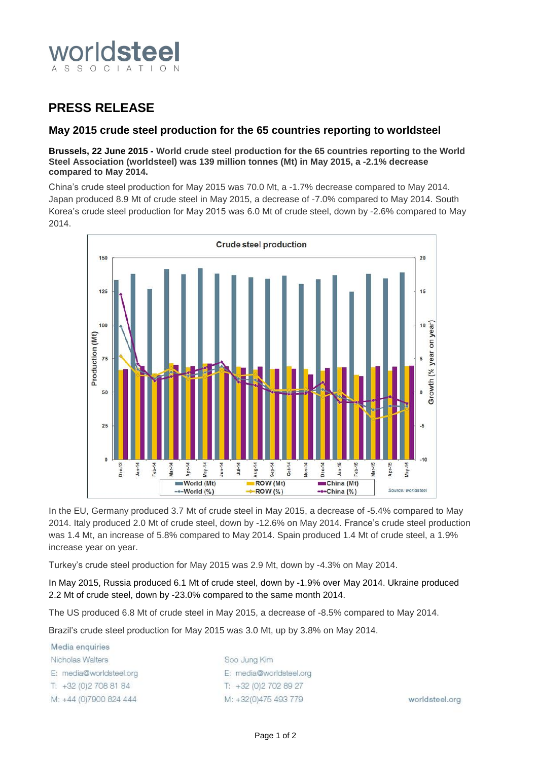worldsteel
ASSOCIATION

# PRESS RELEASE

## May 2015 crude steel production for the 65 countries reporting to worldsteel

**Brussels, 22 June 2015 - World crude steel production for the 65 countries reporting to the World Steel Association (worldsteel) was 139 million tonnes (Mt) in May 2015, a -2.1% decrease compared to May 2014.**

China's crude steel production for May 2015 was 70.0 Mt, a -1.7% decrease compared to May 2014. Japan produced 8.9 Mt of crude steel in May 2015, a decrease of -7.0% compared to May 2014. South Korea's crude steel production for May 2015 was 6.0 Mt of crude steel, down by -2.6% compared to May 2014.

In the EU, Germany produced 3.7 Mt of crude steel in May 2015, a decrease of -5.4% compared to May 2014. Italy produced 2.0 Mt of crude steel, down by -12.6% on May 2014. France's crude steel production was 1.4 Mt, an increase of 5.8% compared to May 2014. Spain produced 1.4 Mt of crude steel, a 1.9% increase year on year.

Turkey's crude steel production for May 2015 was 2.9 Mt, down by -4.3% on May 2014.

In May 2015, Russia produced 6.1 Mt of crude steel, down by -1.9% over May 2014. Ukraine produced 2.2 Mt of crude steel, down by -23.0% compared to the same month 2014.

The US produced 6.8 Mt of crude steel in May 2015, a decrease of -8.5% compared to May 2014.

Brazil's crude steel production for May 2015 was 3.0 Mt, up by 3.8% on May 2014.

Media enquiries

Nicholas Walters
E: media@worldsteel.org
T: +32 (0)2 708 81 84
M: +44 (0)7900 824 444

Soo Jung Kim
E: media@worldsteel.org
T: +32 (0)2 702 89 27
M: +32(0)475 493 779

worldsteel.org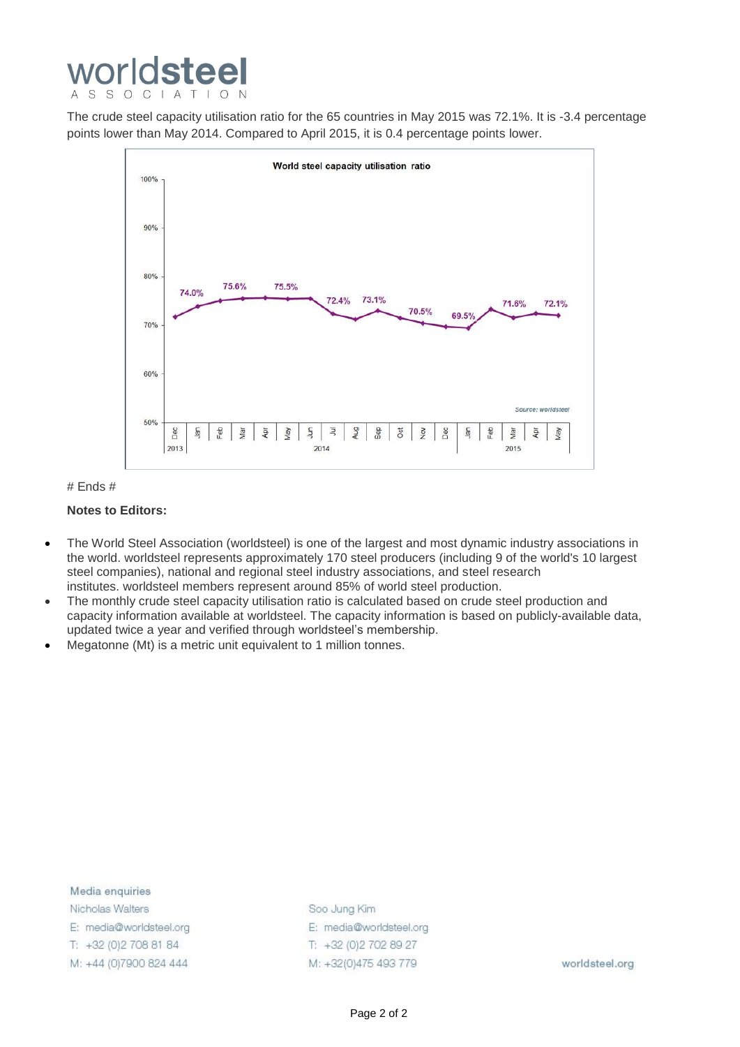# worldsteel

ASSOCIATION

The crude steel capacity utilisation ratio for the 65 countries in May 2015 was 72.1%. It is -3.4 percentage points lower than May 2014. Compared to April 2015, it is 0.4 percentage points lower.

World steel capacity utilisation ratio

100%
90%
80%
70%
60%
50%

74.0%
75.6%
75.5%
72.4%
73.1%
70.5%
69.5%
71.6%
72.1%

Source: worldsteel

Dec Jan Feb Mar Apr May Jun Jul Aug Sep Oct Nov Dec Jan Feb Mar Apr May

2013
2014
2015

# Ends #

**Notes to Editors:**

- The World Steel Association (worldsteel) is one of the largest and most dynamic industry associations in the world. worldsteel represents approximately 170 steel producers (including 9 of the world's 10 largest steel companies), national and regional steel industry associations, and steel research institutes. worldsteel members represent around 85% of world steel production.
- The monthly crude steel capacity utilisation ratio is calculated based on crude steel production and capacity information available at worldsteel. The capacity information is based on publicly-available data, updated twice a year and verified through worldsteel's membership.
- Megatonne (Mt) is a metric unit equivalent to 1 million tonnes.

Media enquiries

Nicholas Walters
E: media@worldsteel.org
T: +32 (0)2 708 81 84
M: +44 (0)7900 824 444

Soo Jung Kim
E: media@worldsteel.org
T: +32 (0)2 702 89 27
M: +32(0)475 493 779

worldsteel.org